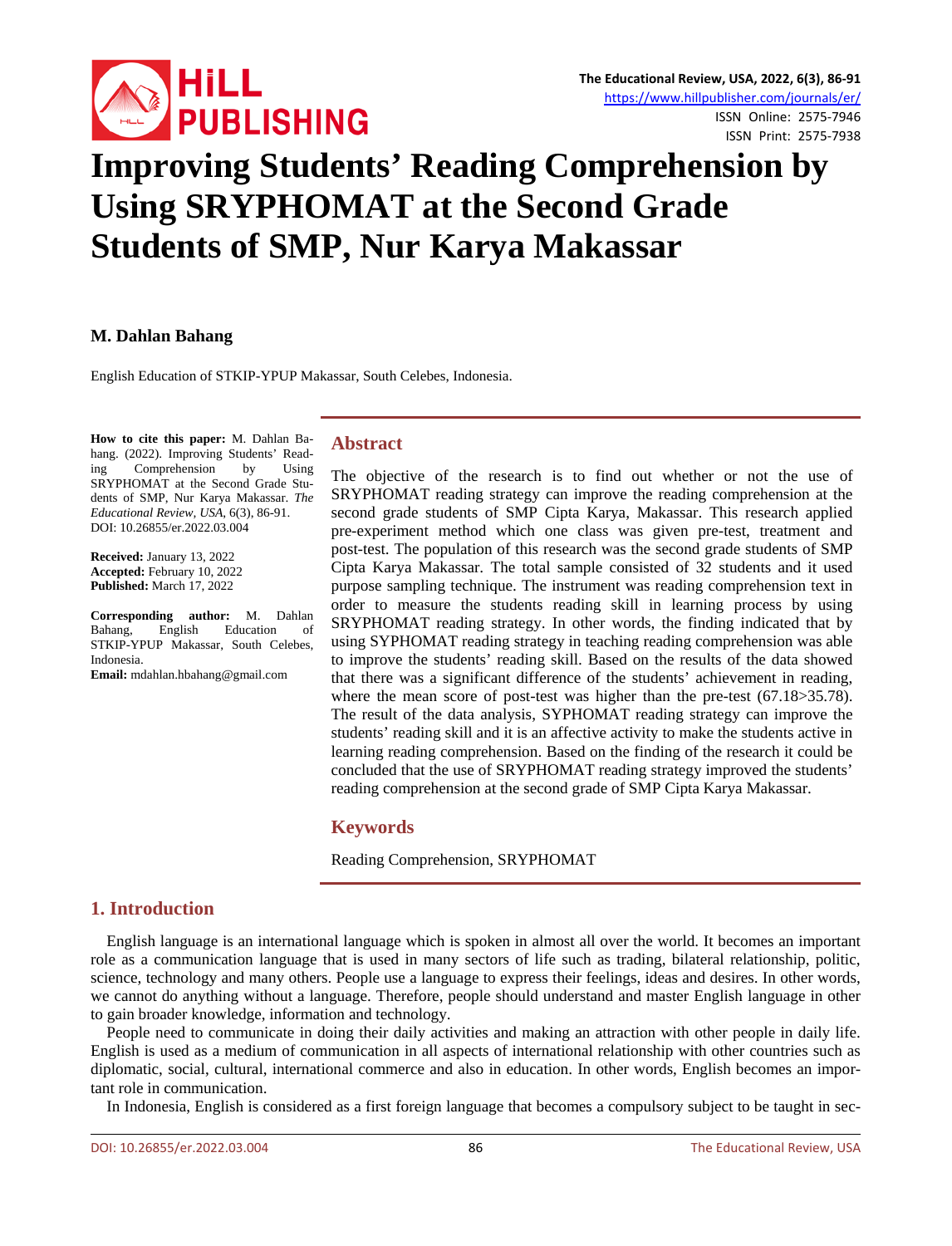# Improving Students' Reading Comprehension by Using SRYPHOMAT at the Second Grade Students of SMP, Nur Karya Makassar

**M. Dahlan Bahang**

English Education of STKIP-YPUP Makassar, South Celebes, Indonesia.

**How to cite this paper:** M. Dahlan Bahang. (2022). Improving Students' Reading Comprehension by Using SRYPHOMAT at the Second Grade Students of SMP, Nur Karya Makassar. *The Educational Review, USA*, 6(3), 86-91. DOI: 10.26855/er.2022.03.004

**Received:** January 13, 2022
**Accepted:** February 10, 2022
**Published:** March 17, 2022

**Corresponding author:** M. Dahlan Bahang, English Education of STKIP-YPUP Makassar, South Celebes, Indonesia.
**Email:** mdahlan.hbahang@gmail.com

## Abstract

The objective of the research is to find out whether or not the use of SRYPHOMAT reading strategy can improve the reading comprehension at the second grade students of SMP Cipta Karya, Makassar. This research applied pre-experiment method which one class was given pre-test, treatment and post-test. The population of this research was the second grade students of SMP Cipta Karya Makassar. The total sample consisted of 32 students and it used purpose sampling technique. The instrument was reading comprehension text in order to measure the students reading skill in learning process by using SRYPHOMAT reading strategy. In other words, the finding indicated that by using SYPHOMAT reading strategy in teaching reading comprehension was able to improve the students' reading skill. Based on the results of the data showed that there was a significant difference of the students' achievement in reading, where the mean score of post-test was higher than the pre-test (67.18>35.78). The result of the data analysis, SYPHOMAT reading strategy can improve the students' reading skill and it is an affective activity to make the students active in learning reading comprehension. Based on the finding of the research it could be concluded that the use of SRYPHOMAT reading strategy improved the students' reading comprehension at the second grade of SMP Cipta Karya Makassar.

## Keywords

Reading Comprehension, SRYPHOMAT

## 1. Introduction

English language is an international language which is spoken in almost all over the world. It becomes an important role as a communication language that is used in many sectors of life such as trading, bilateral relationship, politic, science, technology and many others. People use a language to express their feelings, ideas and desires. In other words, we cannot do anything without a language. Therefore, people should understand and master English language in other to gain broader knowledge, information and technology.

People need to communicate in doing their daily activities and making an attraction with other people in daily life. English is used as a medium of communication in all aspects of international relationship with other countries such as diplomatic, social, cultural, international commerce and also in education. In other words, English becomes an important role in communication.

In Indonesia, English is considered as a first foreign language that becomes a compulsory subject to be taught in sec-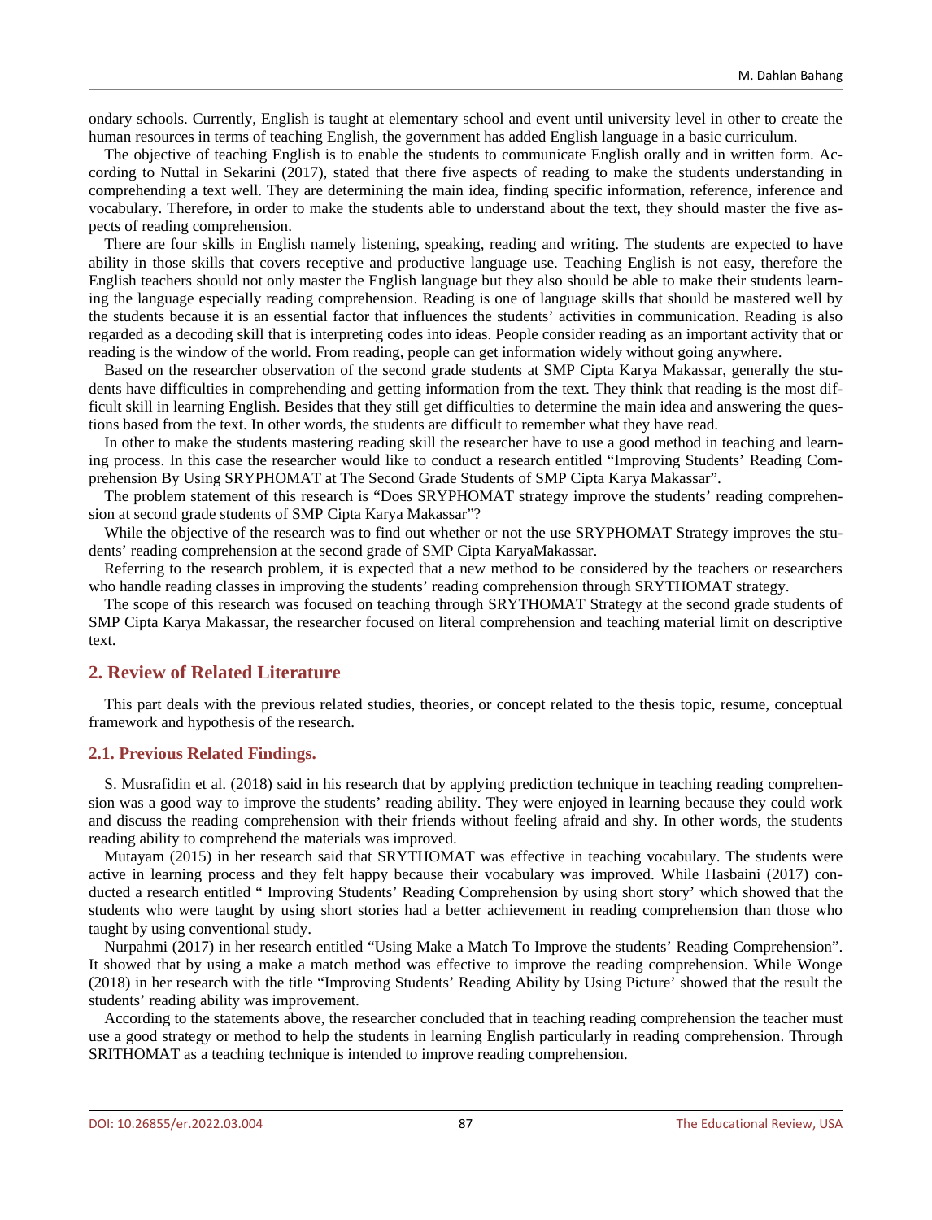ondary schools. Currently, English is taught at elementary school and event until university level in other to create the human resources in terms of teaching English, the government has added English language in a basic curriculum.

The objective of teaching English is to enable the students to communicate English orally and in written form. According to Nuttal in Sekarini (2017), stated that there five aspects of reading to make the students understanding in comprehending a text well. They are determining the main idea, finding specific information, reference, inference and vocabulary. Therefore, in order to make the students able to understand about the text, they should master the five aspects of reading comprehension.

There are four skills in English namely listening, speaking, reading and writing. The students are expected to have ability in those skills that covers receptive and productive language use. Teaching English is not easy, therefore the English teachers should not only master the English language but they also should be able to make their students learning the language especially reading comprehension. Reading is one of language skills that should be mastered well by the students because it is an essential factor that influences the students' activities in communication. Reading is also regarded as a decoding skill that is interpreting codes into ideas. People consider reading as an important activity that or reading is the window of the world. From reading, people can get information widely without going anywhere.

Based on the researcher observation of the second grade students at SMP Cipta Karya Makassar, generally the students have difficulties in comprehending and getting information from the text. They think that reading is the most difficult skill in learning English. Besides that they still get difficulties to determine the main idea and answering the questions based from the text. In other words, the students are difficult to remember what they have read.

In other to make the students mastering reading skill the researcher have to use a good method in teaching and learning process. In this case the researcher would like to conduct a research entitled "Improving Students' Reading Comprehension By Using SRYPHOMAT at The Second Grade Students of SMP Cipta Karya Makassar".

The problem statement of this research is "Does SRYPHOMAT strategy improve the students' reading comprehension at second grade students of SMP Cipta Karya Makassar"?

While the objective of the research was to find out whether or not the use SRYPHOMAT Strategy improves the students' reading comprehension at the second grade of SMP Cipta KaryaMakassar.

Referring to the research problem, it is expected that a new method to be considered by the teachers or researchers who handle reading classes in improving the students' reading comprehension through SRYTHOMAT strategy.

The scope of this research was focused on teaching through SRYTHOMAT Strategy at the second grade students of SMP Cipta Karya Makassar, the researcher focused on literal comprehension and teaching material limit on descriptive text.

## 2. Review of Related Literature

This part deals with the previous related studies, theories, or concept related to the thesis topic, resume, conceptual framework and hypothesis of the research.

### 2.1. Previous Related Findings.

S. Musrafidin et al. (2018) said in his research that by applying prediction technique in teaching reading comprehension was a good way to improve the students' reading ability. They were enjoyed in learning because they could work and discuss the reading comprehension with their friends without feeling afraid and shy. In other words, the students reading ability to comprehend the materials was improved.

Mutayam (2015) in her research said that SRYTHOMAT was effective in teaching vocabulary. The students were active in learning process and they felt happy because their vocabulary was improved. While Hasbaini (2017) conducted a research entitled " Improving Students' Reading Comprehension by using short story' which showed that the students who were taught by using short stories had a better achievement in reading comprehension than those who taught by using conventional study.

Nurpahmi (2017) in her research entitled "Using Make a Match To Improve the students' Reading Comprehension". It showed that by using a make a match method was effective to improve the reading comprehension. While Wonge (2018) in her research with the title "Improving Students' Reading Ability by Using Picture' showed that the result the students' reading ability was improvement.

According to the statements above, the researcher concluded that in teaching reading comprehension the teacher must use a good strategy or method to help the students in learning English particularly in reading comprehension. Through SRITHOMAT as a teaching technique is intended to improve reading comprehension.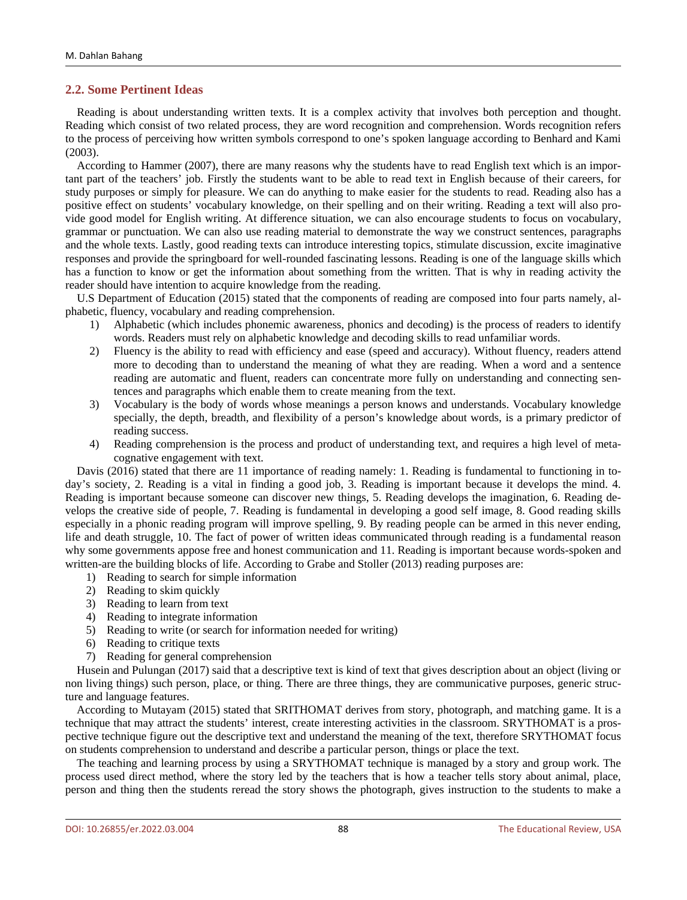## 2.2. Some Pertinent Ideas

Reading is about understanding written texts. It is a complex activity that involves both perception and thought. Reading which consist of two related process, they are word recognition and comprehension. Words recognition refers to the process of perceiving how written symbols correspond to one's spoken language according to Benhard and Kami (2003).

According to Hammer (2007), there are many reasons why the students have to read English text which is an important part of the teachers' job. Firstly the students want to be able to read text in English because of their careers, for study purposes or simply for pleasure. We can do anything to make easier for the students to read. Reading also has a positive effect on students' vocabulary knowledge, on their spelling and on their writing. Reading a text will also provide good model for English writing. At difference situation, we can also encourage students to focus on vocabulary, grammar or punctuation. We can also use reading material to demonstrate the way we construct sentences, paragraphs and the whole texts. Lastly, good reading texts can introduce interesting topics, stimulate discussion, excite imaginative responses and provide the springboard for well-rounded fascinating lessons. Reading is one of the language skills which has a function to know or get the information about something from the written. That is why in reading activity the reader should have intention to acquire knowledge from the reading.

U.S Department of Education (2015) stated that the components of reading are composed into four parts namely, alphabetic, fluency, vocabulary and reading comprehension.

1) Alphabetic (which includes phonemic awareness, phonics and decoding) is the process of readers to identify words. Readers must rely on alphabetic knowledge and decoding skills to read unfamiliar words.
2) Fluency is the ability to read with efficiency and ease (speed and accuracy). Without fluency, readers attend more to decoding than to understand the meaning of what they are reading. When a word and a sentence reading are automatic and fluent, readers can concentrate more fully on understanding and connecting sentences and paragraphs which enable them to create meaning from the text.
3) Vocabulary is the body of words whose meanings a person knows and understands. Vocabulary knowledge specially, the depth, breadth, and flexibility of a person's knowledge about words, is a primary predictor of reading success.
4) Reading comprehension is the process and product of understanding text, and requires a high level of metacognitive engagement with text.

Davis (2016) stated that there are 11 importance of reading namely: 1. Reading is fundamental to functioning in today's society, 2. Reading is a vital in finding a good job, 3. Reading is important because it develops the mind. 4. Reading is important because someone can discover new things, 5. Reading develops the imagination, 6. Reading develops the creative side of people, 7. Reading is fundamental in developing a good self image, 8. Good reading skills especially in a phonic reading program will improve spelling, 9. By reading people can be armed in this never ending, life and death struggle, 10. The fact of power of written ideas communicated through reading is a fundamental reason why some governments appose free and honest communication and 11. Reading is important because words-spoken and written-are the building blocks of life. According to Grabe and Stoller (2013) reading purposes are:

1) Reading to search for simple information
2) Reading to skim quickly
3) Reading to learn from text
4) Reading to integrate information
5) Reading to write (or search for information needed for writing)
6) Reading to critique texts
7) Reading for general comprehension

Husein and Pulungan (2017) said that a descriptive text is kind of text that gives description about an object (living or non living things) such person, place, or thing. There are three things, they are communicative purposes, generic structure and language features.

According to Mutayam (2015) stated that SRITHOMAT derives from story, photograph, and matching game. It is a technique that may attract the students' interest, create interesting activities in the classroom. SRYTHOMAT is a prospective technique figure out the descriptive text and understand the meaning of the text, therefore SRYTHOMAT focus on students comprehension to understand and describe a particular person, things or place the text.

The teaching and learning process by using a SRYTHOMAT technique is managed by a story and group work. The process used direct method, where the story led by the teachers that is how a teacher tells story about animal, place, person and thing then the students reread the story shows the photograph, gives instruction to the students to make a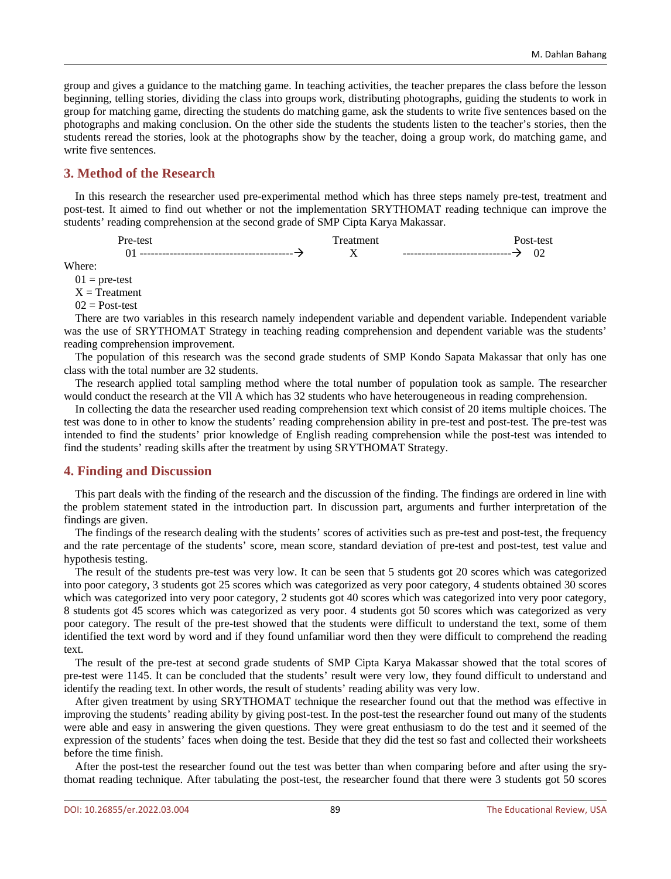group and gives a guidance to the matching game. In teaching activities, the teacher prepares the class before the lesson beginning, telling stories, dividing the class into groups work, distributing photographs, guiding the students to work in group for matching game, directing the students do matching game, ask the students to write five sentences based on the photographs and making conclusion. On the other side the students the students listen to the teacher's stories, then the students reread the stories, look at the photographs show by the teacher, doing a group work, do matching game, and write five sentences.

## 3. Method of the Research

In this research the researcher used pre-experimental method which has three steps namely pre-test, treatment and post-test. It aimed to find out whether or not the implementation SRYTHOMAT reading technique can improve the students' reading comprehension at the second grade of SMP Cipta Karya Makassar.

| Pre-test | | Treatment | | Post-test |
|---|---|---|---|---|
| 01 -----------------------------------------→ | | X | -----------------------------→ | 02 |

Where:

01 = pre-test

X = Treatment

02 = Post-test

There are two variables in this research namely independent variable and dependent variable. Independent variable was the use of SRYTHOMAT Strategy in teaching reading comprehension and dependent variable was the students' reading comprehension improvement.

The population of this research was the second grade students of SMP Kondo Sapata Makassar that only has one class with the total number are 32 students.

The research applied total sampling method where the total number of population took as sample. The researcher would conduct the research at the Vll A which has 32 students who have heterougeneous in reading comprehension.

In collecting the data the researcher used reading comprehension text which consist of 20 items multiple choices. The test was done to in other to know the students' reading comprehension ability in pre-test and post-test. The pre-test was intended to find the students' prior knowledge of English reading comprehension while the post-test was intended to find the students' reading skills after the treatment by using SRYTHOMAT Strategy.

## 4. Finding and Discussion

This part deals with the finding of the research and the discussion of the finding. The findings are ordered in line with the problem statement stated in the introduction part. In discussion part, arguments and further interpretation of the findings are given.

The findings of the research dealing with the students' scores of activities such as pre-test and post-test, the frequency and the rate percentage of the students' score, mean score, standard deviation of pre-test and post-test, test value and hypothesis testing.

The result of the students pre-test was very low. It can be seen that 5 students got 20 scores which was categorized into poor category, 3 students got 25 scores which was categorized as very poor category, 4 students obtained 30 scores which was categorized into very poor category, 2 students got 40 scores which was categorized into very poor category, 8 students got 45 scores which was categorized as very poor. 4 students got 50 scores which was categorized as very poor category. The result of the pre-test showed that the students were difficult to understand the text, some of them identified the text word by word and if they found unfamiliar word then they were difficult to comprehend the reading text.

The result of the pre-test at second grade students of SMP Cipta Karya Makassar showed that the total scores of pre-test were 1145. It can be concluded that the students' result were very low, they found difficult to understand and identify the reading text. In other words, the result of students' reading ability was very low.

After given treatment by using SRYTHOMAT technique the researcher found out that the method was effective in improving the students' reading ability by giving post-test. In the post-test the researcher found out many of the students were able and easy in answering the given questions. They were great enthusiasm to do the test and it seemed of the expression of the students' faces when doing the test. Beside that they did the test so fast and collected their worksheets before the time finish.

After the post-test the researcher found out the test was better than when comparing before and after using the srythomat reading technique. After tabulating the post-test, the researcher found that there were 3 students got 50 scores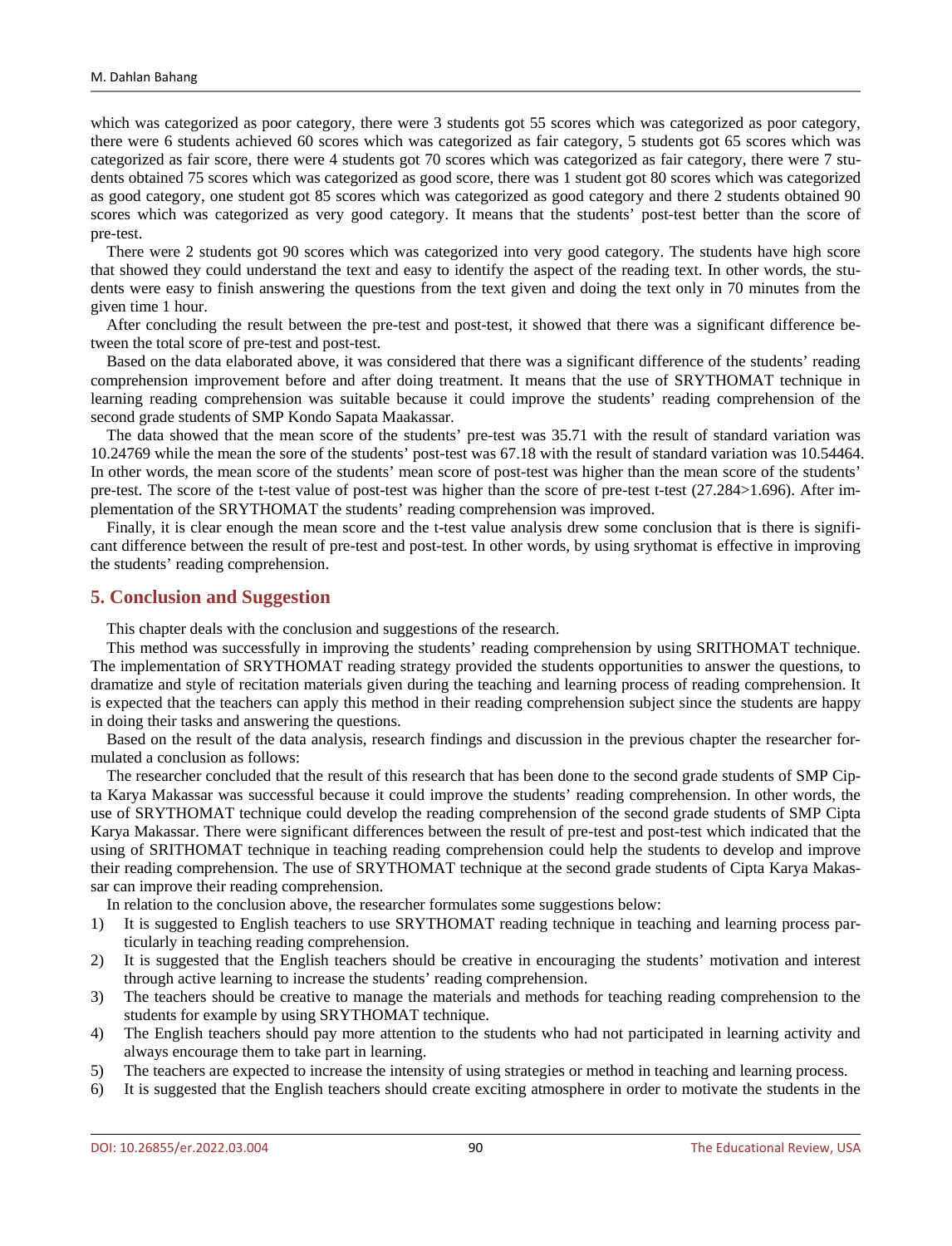which was categorized as poor category, there were 3 students got 55 scores which was categorized as poor category, there were 6 students achieved 60 scores which was categorized as fair category, 5 students got 65 scores which was categorized as fair score, there were 4 students got 70 scores which was categorized as fair category, there were 7 students obtained 75 scores which was categorized as good score, there was 1 student got 80 scores which was categorized as good category, one student got 85 scores which was categorized as good category and there 2 students obtained 90 scores which was categorized as very good category. It means that the students' post-test better than the score of pre-test.

There were 2 students got 90 scores which was categorized into very good category. The students have high score that showed they could understand the text and easy to identify the aspect of the reading text. In other words, the students were easy to finish answering the questions from the text given and doing the text only in 70 minutes from the given time 1 hour.

After concluding the result between the pre-test and post-test, it showed that there was a significant difference between the total score of pre-test and post-test.

Based on the data elaborated above, it was considered that there was a significant difference of the students' reading comprehension improvement before and after doing treatment. It means that the use of SRYTHOMAT technique in learning reading comprehension was suitable because it could improve the students' reading comprehension of the second grade students of SMP Kondo Sapata Maakassar.

The data showed that the mean score of the students' pre-test was 35.71 with the result of standard variation was 10.24769 while the mean the sore of the students' post-test was 67.18 with the result of standard variation was 10.54464. In other words, the mean score of the students' mean score of post-test was higher than the mean score of the students' pre-test. The score of the t-test value of post-test was higher than the score of pre-test t-test (27.284>1.696). After implementation of the SRYTHOMAT the students' reading comprehension was improved.

Finally, it is clear enough the mean score and the t-test value analysis drew some conclusion that is there is significant difference between the result of pre-test and post-test. In other words, by using srythomat is effective in improving the students' reading comprehension.

## 5. Conclusion and Suggestion

This chapter deals with the conclusion and suggestions of the research.

This method was successfully in improving the students' reading comprehension by using SRITHOMAT technique. The implementation of SRYTHOMAT reading strategy provided the students opportunities to answer the questions, to dramatize and style of recitation materials given during the teaching and learning process of reading comprehension. It is expected that the teachers can apply this method in their reading comprehension subject since the students are happy in doing their tasks and answering the questions.

Based on the result of the data analysis, research findings and discussion in the previous chapter the researcher formulated a conclusion as follows:

The researcher concluded that the result of this research that has been done to the second grade students of SMP Cipta Karya Makassar was successful because it could improve the students' reading comprehension. In other words, the use of SRYTHOMAT technique could develop the reading comprehension of the second grade students of SMP Cipta Karya Makassar. There were significant differences between the result of pre-test and post-test which indicated that the using of SRITHOMAT technique in teaching reading comprehension could help the students to develop and improve their reading comprehension. The use of SRYTHOMAT technique at the second grade students of Cipta Karya Makassar can improve their reading comprehension.

In relation to the conclusion above, the researcher formulates some suggestions below:

1) It is suggested to English teachers to use SRYTHOMAT reading technique in teaching and learning process particularly in teaching reading comprehension.
2) It is suggested that the English teachers should be creative in encouraging the students' motivation and interest through active learning to increase the students' reading comprehension.
3) The teachers should be creative to manage the materials and methods for teaching reading comprehension to the students for example by using SRYTHOMAT technique.
4) The English teachers should pay more attention to the students who had not participated in learning activity and always encourage them to take part in learning.
5) The teachers are expected to increase the intensity of using strategies or method in teaching and learning process.
6) It is suggested that the English teachers should create exciting atmosphere in order to motivate the students in the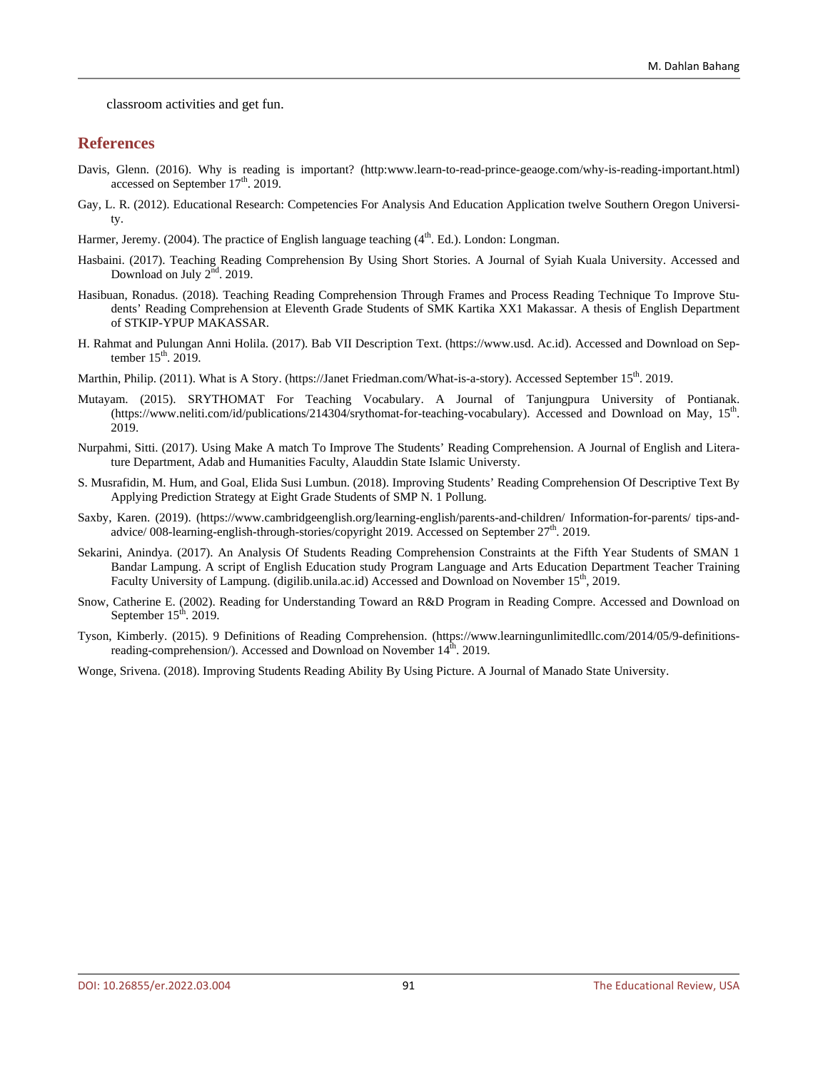classroom activities and get fun.

## References

Davis, Glenn. (2016). Why is reading is important? (http:www.learn-to-read-prince-geaoge.com/why-is-reading-important.html) accessed on September 17th. 2019.

Gay, L. R. (2012). Educational Research: Competencies For Analysis And Education Application twelve Southern Oregon University.

Harmer, Jeremy. (2004). The practice of English language teaching (4th. Ed.). London: Longman.

Hasbaini. (2017). Teaching Reading Comprehension By Using Short Stories. A Journal of Syiah Kuala University. Accessed and Download on July 2nd. 2019.

Hasibuan, Ronadus. (2018). Teaching Reading Comprehension Through Frames and Process Reading Technique To Improve Students' Reading Comprehension at Eleventh Grade Students of SMK Kartika XX1 Makassar. A thesis of English Department of STKIP-YPUP MAKASSAR.

H. Rahmat and Pulungan Anni Holila. (2017). Bab VII Description Text. (https://www.usd. Ac.id). Accessed and Download on September 15th. 2019.

Marthin, Philip. (2011). What is A Story. (https://Janet Friedman.com/What-is-a-story). Accessed September 15th. 2019.

Mutayam. (2015). SRYTHOMAT For Teaching Vocabulary. A Journal of Tanjungpura University of Pontianak. (https://www.neliti.com/id/publications/214304/srythomat-for-teaching-vocabulary). Accessed and Download on May, 15th. 2019.

Nurpahmi, Sitti. (2017). Using Make A match To Improve The Students' Reading Comprehension. A Journal of English and Literature Department, Adab and Humanities Faculty, Alauddin State Islamic Universty.

S. Musrafidin, M. Hum, and Goal, Elida Susi Lumbun. (2018). Improving Students' Reading Comprehension Of Descriptive Text By Applying Prediction Strategy at Eight Grade Students of SMP N. 1 Pollung.

Saxby, Karen. (2019). (https://www.cambridgeenglish.org/learning-english/parents-and-children/ Information-for-parents/ tips-and-advice/ 008-learning-english-through-stories/copyright 2019. Accessed on September 27th. 2019.

Sekarini, Anindya. (2017). An Analysis Of Students Reading Comprehension Constraints at the Fifth Year Students of SMAN 1 Bandar Lampung. A script of English Education study Program Language and Arts Education Department Teacher Training Faculty University of Lampung. (digilib.unila.ac.id) Accessed and Download on November 15th, 2019.

Snow, Catherine E. (2002). Reading for Understanding Toward an R&D Program in Reading Compre. Accessed and Download on September 15th. 2019.

Tyson, Kimberly. (2015). 9 Definitions of Reading Comprehension. (https://www.learningunlimitedllc.com/2014/05/9-definitions-reading-comprehension/). Accessed and Download on November 14th. 2019.

Wonge, Srivena. (2018). Improving Students Reading Ability By Using Picture. A Journal of Manado State University.